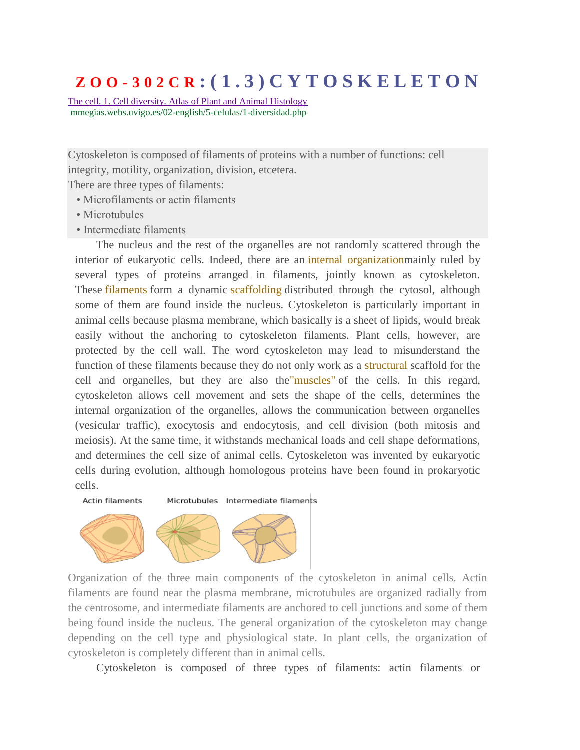# ZOO-302CR: (1.3) CYTOSKELETON

[The cell. 1. Cell diversity. Atlas of Plant and Animal Histology](mmegias.webs.uvigo.es/02-english/5-celulas/1-diversidad.php)
mmegias.webs.uvigo.es/02-english/5-celulas/1-diversidad.php

Cytoskeleton is composed of filaments of proteins with a number of functions: cell integrity, motility, organization, division, etcetera.
There are three types of filaments:

- Microfilaments or actin filaments
- Microtubules
- Intermediate filaments

The nucleus and the rest of the organelles are not randomly scattered through the interior of eukaryotic cells. Indeed, there are an internal organization mainly ruled by several types of proteins arranged in filaments, jointly known as cytoskeleton. These filaments form a dynamic scaffolding distributed through the cytosol, although some of them are found inside the nucleus. Cytoskeleton is particularly important in animal cells because plasma membrane, which basically is a sheet of lipids, would break easily without the anchoring to cytoskeleton filaments. Plant cells, however, are protected by the cell wall. The word cytoskeleton may lead to misunderstand the function of these filaments because they do not only work as a structural scaffold for the cell and organelles, but they are also the "muscles" of the cells. In this regard, cytoskeleton allows cell movement and sets the shape of the cells, determines the internal organization of the organelles, allows the communication between organelles (vesicular traffic), exocytosis and endocytosis, and cell division (both mitosis and meiosis). At the same time, it withstands mechanical loads and cell shape deformations, and determines the cell size of animal cells. Cytoskeleton was invented by eukaryotic cells during evolution, although homologous proteins have been found in prokaryotic cells.

Actin filaments    Microtubules    Intermediate filaments

Organization of the three main components of the cytoskeleton in animal cells. Actin filaments are found near the plasma membrane, microtubules are organized radially from the centrosome, and intermediate filaments are anchored to cell junctions and some of them being found inside the nucleus. The general organization of the cytoskeleton may change depending on the cell type and physiological state. In plant cells, the organization of cytoskeleton is completely different than in animal cells.

Cytoskeleton is composed of three types of filaments: actin filaments or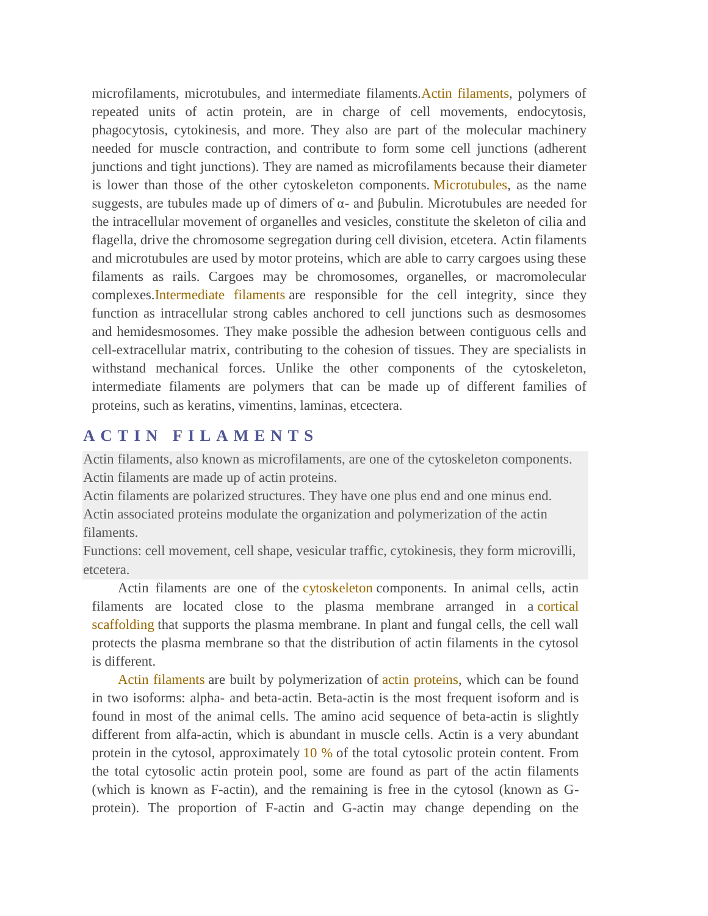microfilaments, microtubules, and intermediate filaments.Actin filaments, polymers of repeated units of actin protein, are in charge of cell movements, endocytosis, phagocytosis, cytokinesis, and more. They also are part of the molecular machinery needed for muscle contraction, and contribute to form some cell junctions (adherent junctions and tight junctions). They are named as microfilaments because their diameter is lower than those of the other cytoskeleton components. Microtubules, as the name suggests, are tubules made up of dimers of α- and βubulin. Microtubules are needed for the intracellular movement of organelles and vesicles, constitute the skeleton of cilia and flagella, drive the chromosome segregation during cell division, etcetera. Actin filaments and microtubules are used by motor proteins, which are able to carry cargoes using these filaments as rails. Cargoes may be chromosomes, organelles, or macromolecular complexes.Intermediate filaments are responsible for the cell integrity, since they function as intracellular strong cables anchored to cell junctions such as desmosomes and hemidesmosomes. They make possible the adhesion between contiguous cells and cell-extracellular matrix, contributing to the cohesion of tissues. They are specialists in withstand mechanical forces. Unlike the other components of the cytoskeleton, intermediate filaments are polymers that can be made up of different families of proteins, such as keratins, vimentins, laminas, etcectera.

## ACTIN FILAMENTS

Actin filaments, also known as microfilaments, are one of the cytoskeleton components.
Actin filaments are made up of actin proteins.
Actin filaments are polarized structures. They have one plus end and one minus end.
Actin associated proteins modulate the organization and polymerization of the actin filaments.
Functions: cell movement, cell shape, vesicular traffic, cytokinesis, they form microvilli, etcetera.

Actin filaments are one of the cytoskeleton components. In animal cells, actin filaments are located close to the plasma membrane arranged in a cortical scaffolding that supports the plasma membrane. In plant and fungal cells, the cell wall protects the plasma membrane so that the distribution of actin filaments in the cytosol is different.

Actin filaments are built by polymerization of actin proteins, which can be found in two isoforms: alpha- and beta-actin. Beta-actin is the most frequent isoform and is found in most of the animal cells. The amino acid sequence of beta-actin is slightly different from alfa-actin, which is abundant in muscle cells. Actin is a very abundant protein in the cytosol, approximately 10 % of the total cytosolic protein content. From the total cytosolic actin protein pool, some are found as part of the actin filaments (which is known as F-actin), and the remaining is free in the cytosol (known as G-protein). The proportion of F-actin and G-actin may change depending on the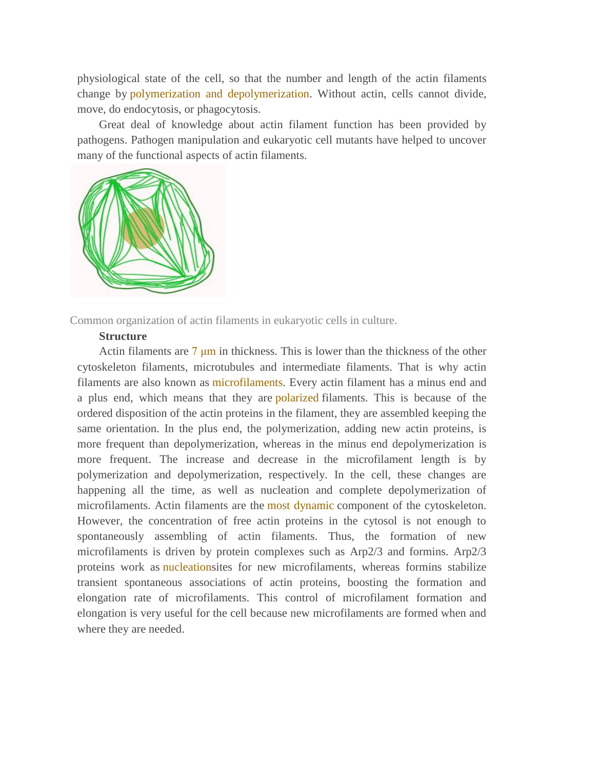physiological state of the cell, so that the number and length of the actin filaments change by polymerization and depolymerization. Without actin, cells cannot divide, move, do endocytosis, or phagocytosis.

Great deal of knowledge about actin filament function has been provided by pathogens. Pathogen manipulation and eukaryotic cell mutants have helped to uncover many of the functional aspects of actin filaments.

Common organization of actin filaments in eukaryotic cells in culture.

**Structure**

Actin filaments are 7 µm in thickness. This is lower than the thickness of the other cytoskeleton filaments, microtubules and intermediate filaments. That is why actin filaments are also known as microfilaments. Every actin filament has a minus end and a plus end, which means that they are polarized filaments. This is because of the ordered disposition of the actin proteins in the filament, they are assembled keeping the same orientation. In the plus end, the polymerization, adding new actin proteins, is more frequent than depolymerization, whereas in the minus end depolymerization is more frequent. The increase and decrease in the microfilament length is by polymerization and depolymerization, respectively. In the cell, these changes are happening all the time, as well as nucleation and complete depolymerization of microfilaments. Actin filaments are the most dynamic component of the cytoskeleton. However, the concentration of free actin proteins in the cytosol is not enough to spontaneously assembling of actin filaments. Thus, the formation of new microfilaments is driven by protein complexes such as Arp2/3 and formins. Arp2/3 proteins work as nucleationsites for new microfilaments, whereas formins stabilize transient spontaneous associations of actin proteins, boosting the formation and elongation rate of microfilaments. This control of microfilament formation and elongation is very useful for the cell because new microfilaments are formed when and where they are needed.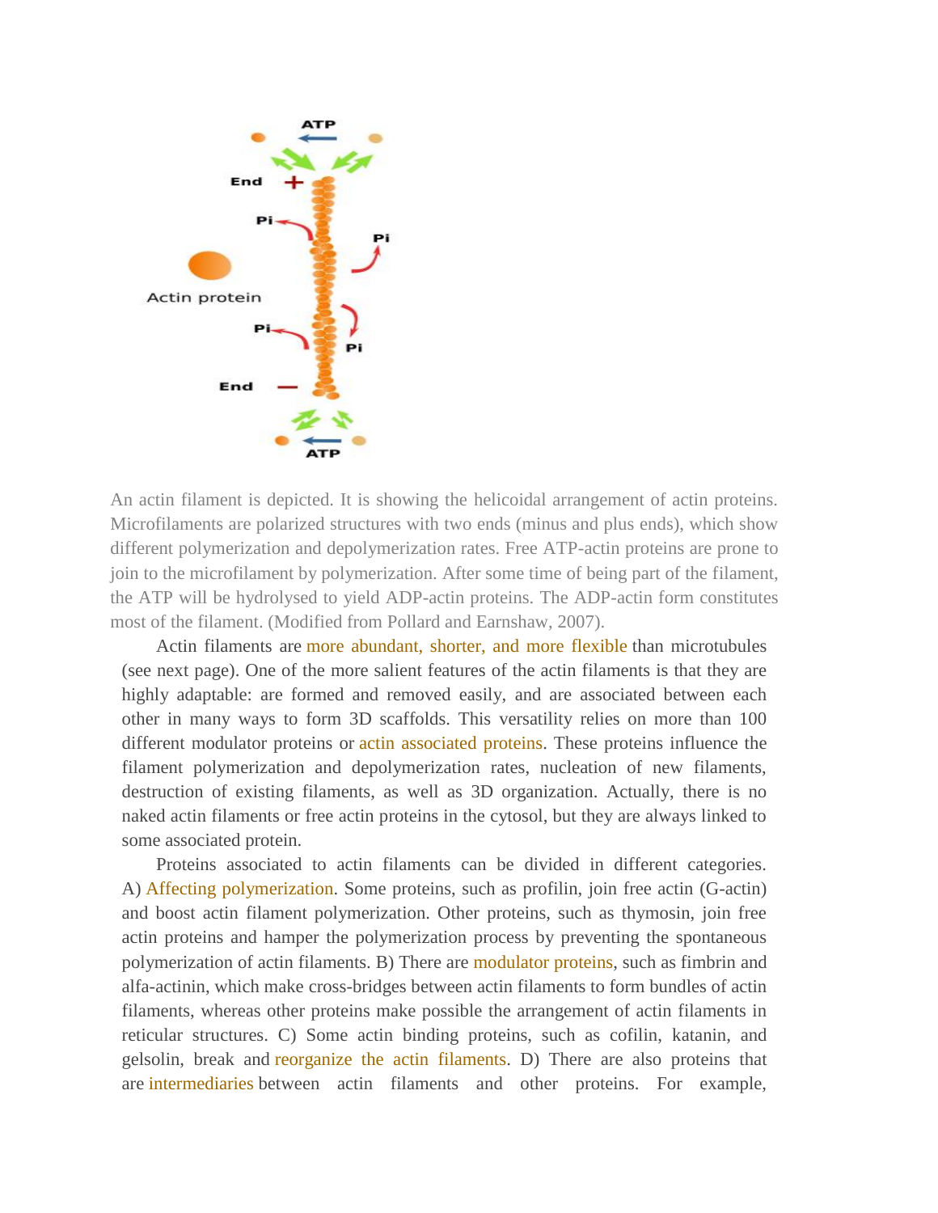An actin filament is depicted. It is showing the helicoidal arrangement of actin proteins. Microfilaments are polarized structures with two ends (minus and plus ends), which show different polymerization and depolymerization rates. Free ATP-actin proteins are prone to join to the microfilament by polymerization. After some time of being part of the filament, the ATP will be hydrolysed to yield ADP-actin proteins. The ADP-actin form constitutes most of the filament. (Modified from Pollard and Earnshaw, 2007).

Actin filaments are more abundant, shorter, and more flexible than microtubules (see next page). One of the more salient features of the actin filaments is that they are highly adaptable: are formed and removed easily, and are associated between each other in many ways to form 3D scaffolds. This versatility relies on more than 100 different modulator proteins or actin associated proteins. These proteins influence the filament polymerization and depolymerization rates, nucleation of new filaments, destruction of existing filaments, as well as 3D organization. Actually, there is no naked actin filaments or free actin proteins in the cytosol, but they are always linked to some associated protein.

Proteins associated to actin filaments can be divided in different categories. A) Affecting polymerization. Some proteins, such as profilin, join free actin (G-actin) and boost actin filament polymerization. Other proteins, such as thymosin, join free actin proteins and hamper the polymerization process by preventing the spontaneous polymerization of actin filaments. B) There are modulator proteins, such as fimbrin and alfa-actinin, which make cross-bridges between actin filaments to form bundles of actin filaments, whereas other proteins make possible the arrangement of actin filaments in reticular structures. C) Some actin binding proteins, such as cofilin, katanin, and gelsolin, break and reorganize the actin filaments. D) There are also proteins that are intermediaries between actin filaments and other proteins. For example,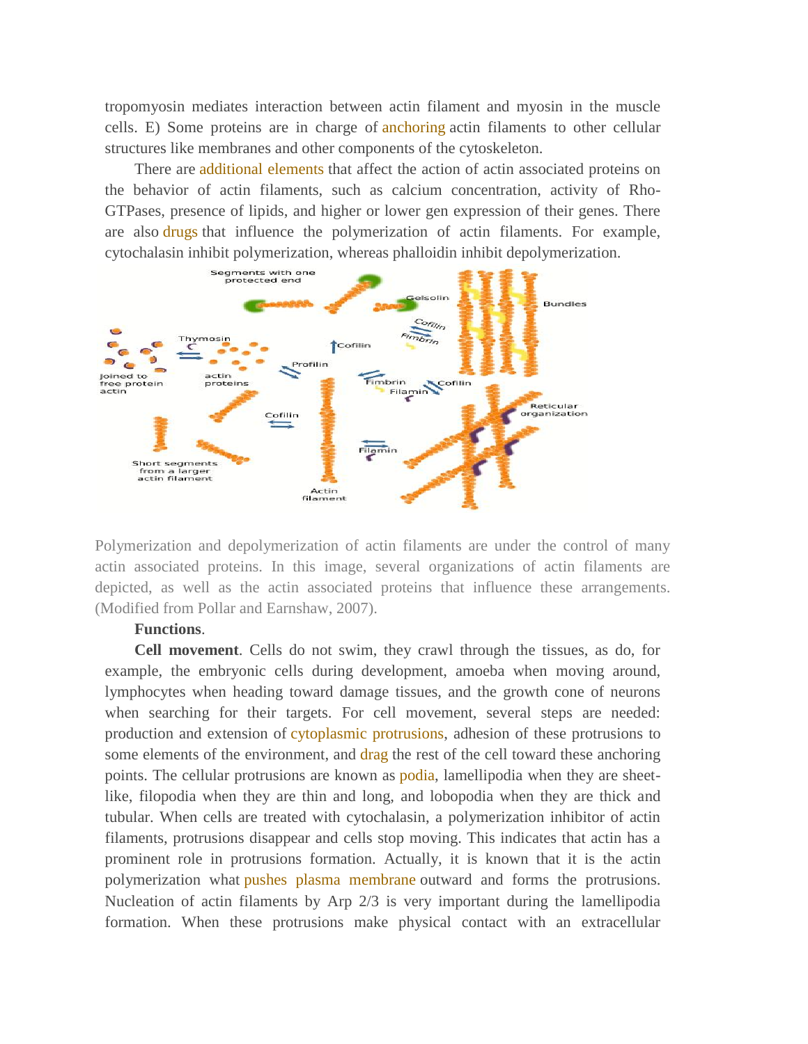tropomyosin mediates interaction between actin filament and myosin in the muscle cells. E) Some proteins are in charge of anchoring actin filaments to other cellular structures like membranes and other components of the cytoskeleton.

There are additional elements that affect the action of actin associated proteins on the behavior of actin filaments, such as calcium concentration, activity of Rho-GTPases, presence of lipids, and higher or lower gen expression of their genes. There are also drugs that influence the polymerization of actin filaments. For example, cytochalasin inhibit polymerization, whereas phalloidin inhibit depolymerization.

Polymerization and depolymerization of actin filaments are under the control of many actin associated proteins. In this image, several organizations of actin filaments are depicted, as well as the actin associated proteins that influence these arrangements. (Modified from Pollar and Earnshaw, 2007).

**Functions**.

**Cell movement**. Cells do not swim, they crawl through the tissues, as do, for example, the embryonic cells during development, amoeba when moving around, lymphocytes when heading toward damage tissues, and the growth cone of neurons when searching for their targets. For cell movement, several steps are needed: production and extension of cytoplasmic protrusions, adhesion of these protrusions to some elements of the environment, and drag the rest of the cell toward these anchoring points. The cellular protrusions are known as podia, lamellipodia when they are sheet-like, filopodia when they are thin and long, and lobopodia when they are thick and tubular. When cells are treated with cytochalasin, a polymerization inhibitor of actin filaments, protrusions disappear and cells stop moving. This indicates that actin has a prominent role in protrusions formation. Actually, it is known that it is the actin polymerization what pushes plasma membrane outward and forms the protrusions. Nucleation of actin filaments by Arp 2/3 is very important during the lamellipodia formation. When these protrusions make physical contact with an extracellular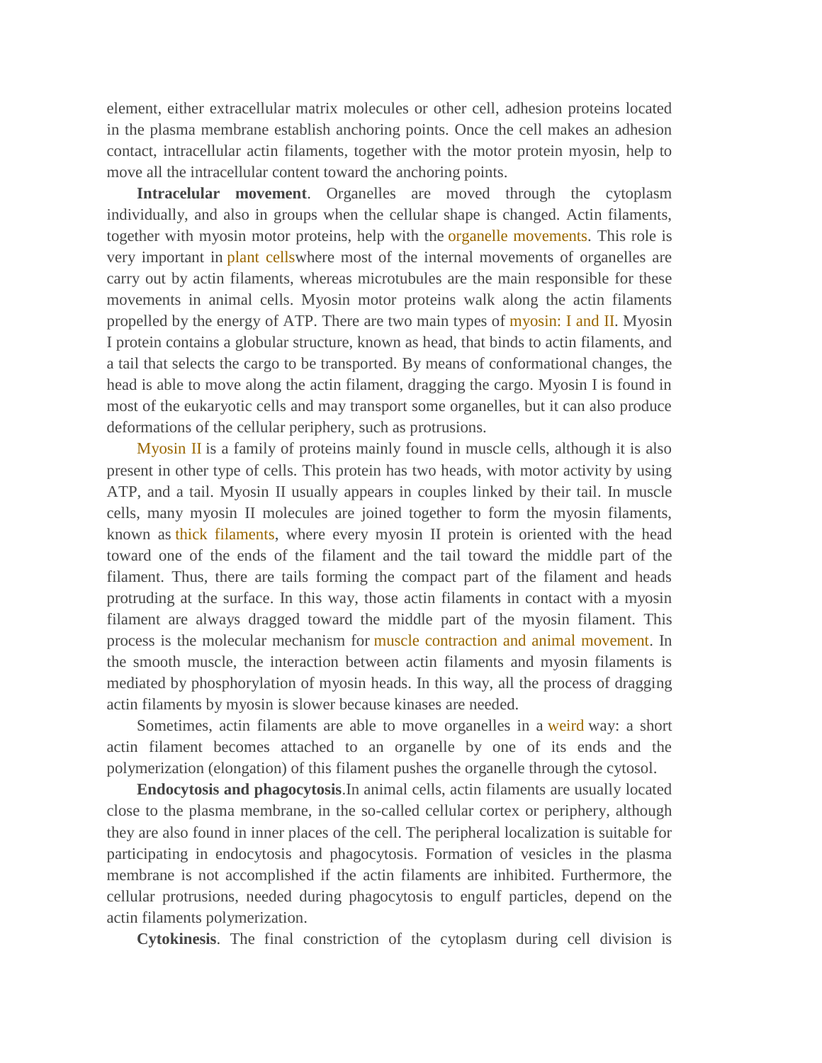element, either extracellular matrix molecules or other cell, adhesion proteins located in the plasma membrane establish anchoring points. Once the cell makes an adhesion contact, intracellular actin filaments, together with the motor protein myosin, help to move all the intracellular content toward the anchoring points.

**Intracelular movement**. Organelles are moved through the cytoplasm individually, and also in groups when the cellular shape is changed. Actin filaments, together with myosin motor proteins, help with the organelle movements. This role is very important in plant cellswhere most of the internal movements of organelles are carry out by actin filaments, whereas microtubules are the main responsible for these movements in animal cells. Myosin motor proteins walk along the actin filaments propelled by the energy of ATP. There are two main types of myosin: I and II. Myosin I protein contains a globular structure, known as head, that binds to actin filaments, and a tail that selects the cargo to be transported. By means of conformational changes, the head is able to move along the actin filament, dragging the cargo. Myosin I is found in most of the eukaryotic cells and may transport some organelles, but it can also produce deformations of the cellular periphery, such as protrusions.

Myosin II is a family of proteins mainly found in muscle cells, although it is also present in other type of cells. This protein has two heads, with motor activity by using ATP, and a tail. Myosin II usually appears in couples linked by their tail. In muscle cells, many myosin II molecules are joined together to form the myosin filaments, known as thick filaments, where every myosin II protein is oriented with the head toward one of the ends of the filament and the tail toward the middle part of the filament. Thus, there are tails forming the compact part of the filament and heads protruding at the surface. In this way, those actin filaments in contact with a myosin filament are always dragged toward the middle part of the myosin filament. This process is the molecular mechanism for muscle contraction and animal movement. In the smooth muscle, the interaction between actin filaments and myosin filaments is mediated by phosphorylation of myosin heads. In this way, all the process of dragging actin filaments by myosin is slower because kinases are needed.

Sometimes, actin filaments are able to move organelles in a weird way: a short actin filament becomes attached to an organelle by one of its ends and the polymerization (elongation) of this filament pushes the organelle through the cytosol.

**Endocytosis and phagocytosis**.In animal cells, actin filaments are usually located close to the plasma membrane, in the so-called cellular cortex or periphery, although they are also found in inner places of the cell. The peripheral localization is suitable for participating in endocytosis and phagocytosis. Formation of vesicles in the plasma membrane is not accomplished if the actin filaments are inhibited. Furthermore, the cellular protrusions, needed during phagocytosis to engulf particles, depend on the actin filaments polymerization.

**Cytokinesis**. The final constriction of the cytoplasm during cell division is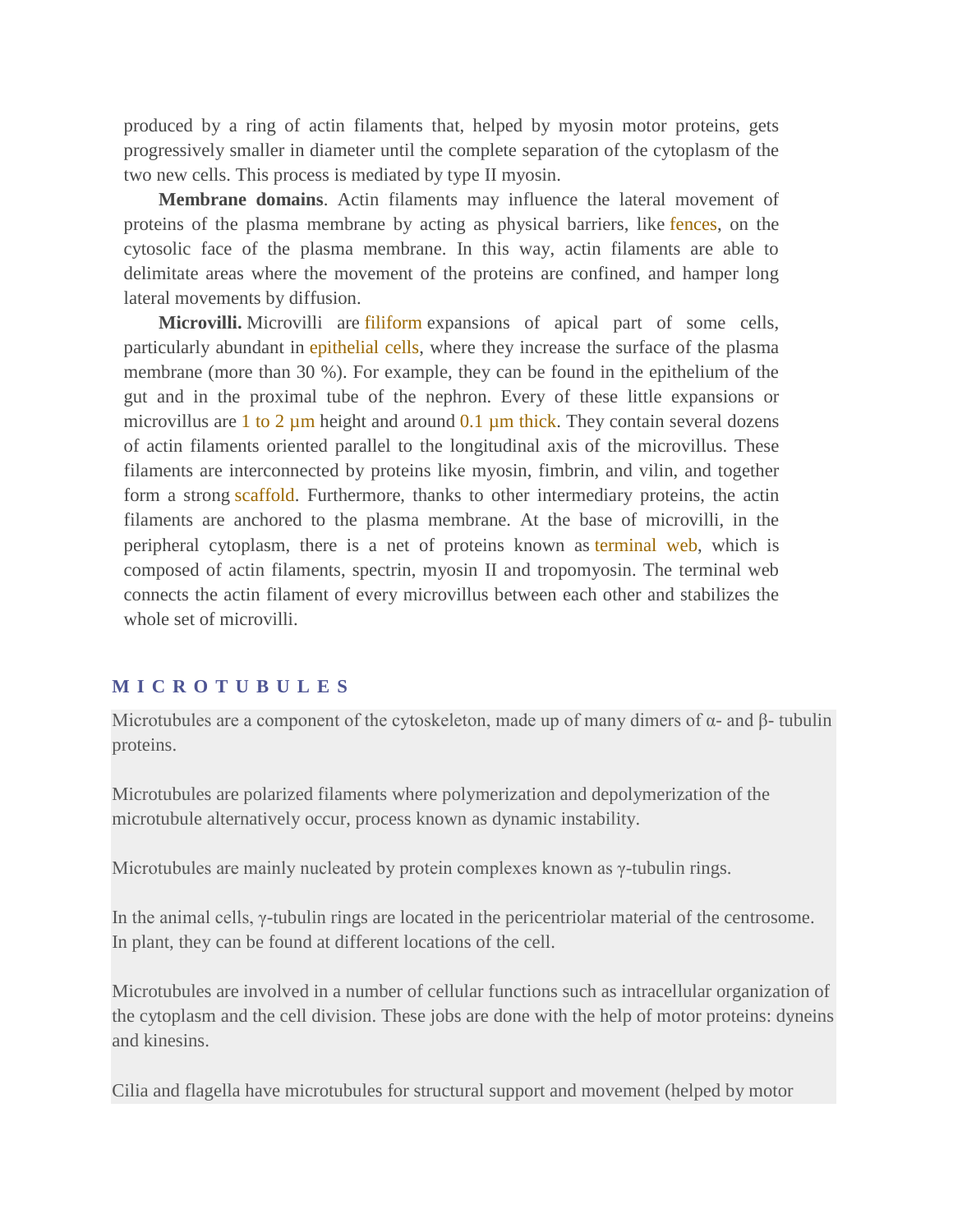produced by a ring of actin filaments that, helped by myosin motor proteins, gets progressively smaller in diameter until the complete separation of the cytoplasm of the two new cells. This process is mediated by type II myosin.

**Membrane domains**. Actin filaments may influence the lateral movement of proteins of the plasma membrane by acting as physical barriers, like fences, on the cytosolic face of the plasma membrane. In this way, actin filaments are able to delimitate areas where the movement of the proteins are confined, and hamper long lateral movements by diffusion.

**Microvilli.** Microvilli are filiform expansions of apical part of some cells, particularly abundant in epithelial cells, where they increase the surface of the plasma membrane (more than 30 %). For example, they can be found in the epithelium of the gut and in the proximal tube of the nephron. Every of these little expansions or microvillus are 1 to 2 µm height and around 0.1 µm thick. They contain several dozens of actin filaments oriented parallel to the longitudinal axis of the microvillus. These filaments are interconnected by proteins like myosin, fimbrin, and vilin, and together form a strong scaffold. Furthermore, thanks to other intermediary proteins, the actin filaments are anchored to the plasma membrane. At the base of microvilli, in the peripheral cytoplasm, there is a net of proteins known as terminal web, which is composed of actin filaments, spectrin, myosin II and tropomyosin. The terminal web connects the actin filament of every microvillus between each other and stabilizes the whole set of microvilli.

## MICROTUBULES

Microtubules are a component of the cytoskeleton, made up of many dimers of α- and β- tubulin proteins.

Microtubules are polarized filaments where polymerization and depolymerization of the microtubule alternatively occur, process known as dynamic instability.

Microtubules are mainly nucleated by protein complexes known as γ-tubulin rings.

In the animal cells, γ-tubulin rings are located in the pericentriolar material of the centrosome. In plant, they can be found at different locations of the cell.

Microtubules are involved in a number of cellular functions such as intracellular organization of the cytoplasm and the cell division. These jobs are done with the help of motor proteins: dyneins and kinesins.

Cilia and flagella have microtubules for structural support and movement (helped by motor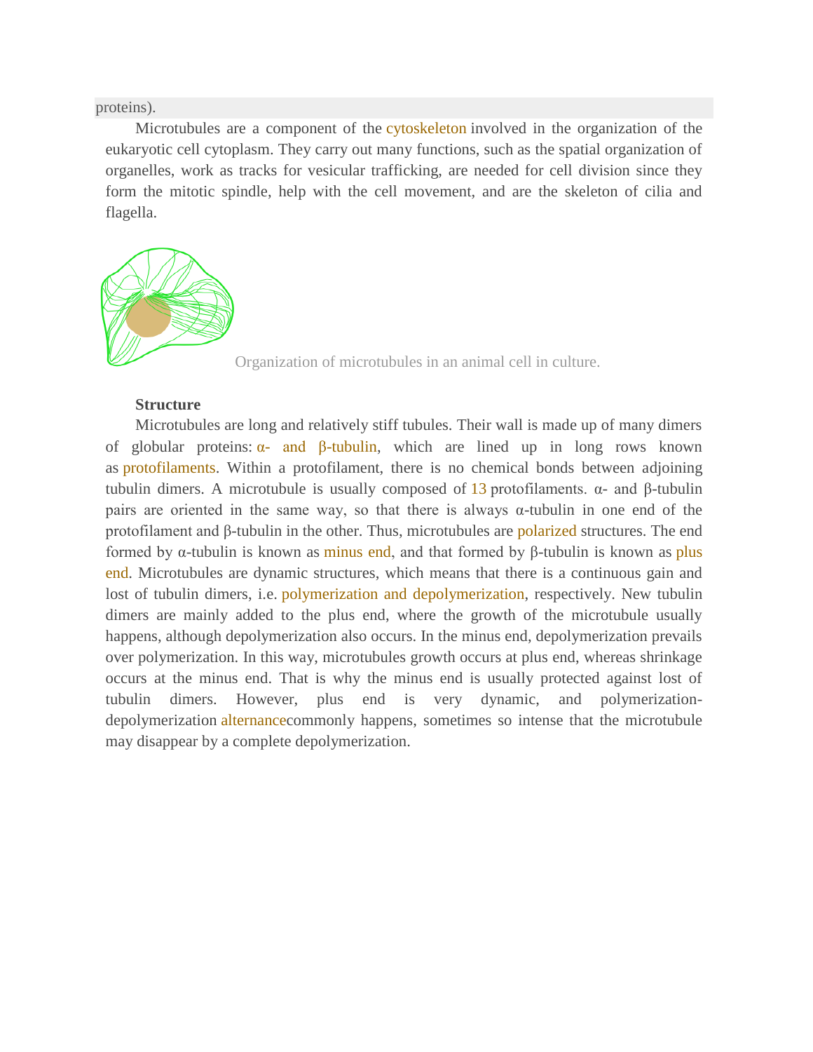proteins).

Microtubules are a component of the cytoskeleton involved in the organization of the eukaryotic cell cytoplasm. They carry out many functions, such as the spatial organization of organelles, work as tracks for vesicular trafficking, are needed for cell division since they form the mitotic spindle, help with the cell movement, and are the skeleton of cilia and flagella.

Organization of microtubules in an animal cell in culture.

**Structure**

Microtubules are long and relatively stiff tubules. Their wall is made up of many dimers of globular proteins: α- and β-tubulin, which are lined up in long rows known as protofilaments. Within a protofilament, there is no chemical bonds between adjoining tubulin dimers. A microtubule is usually composed of 13 protofilaments. α- and β-tubulin pairs are oriented in the same way, so that there is always α-tubulin in one end of the protofilament and β-tubulin in the other. Thus, microtubules are polarized structures. The end formed by α-tubulin is known as minus end, and that formed by β-tubulin is known as plus end. Microtubules are dynamic structures, which means that there is a continuous gain and lost of tubulin dimers, i.e. polymerization and depolymerization, respectively. New tubulin dimers are mainly added to the plus end, where the growth of the microtubule usually happens, although depolymerization also occurs. In the minus end, depolymerization prevails over polymerization. In this way, microtubules growth occurs at plus end, whereas shrinkage occurs at the minus end. That is why the minus end is usually protected against lost of tubulin dimers. However, plus end is very dynamic, and polymerization-depolymerization alternancecommonly happens, sometimes so intense that the microtubule may disappear by a complete depolymerization.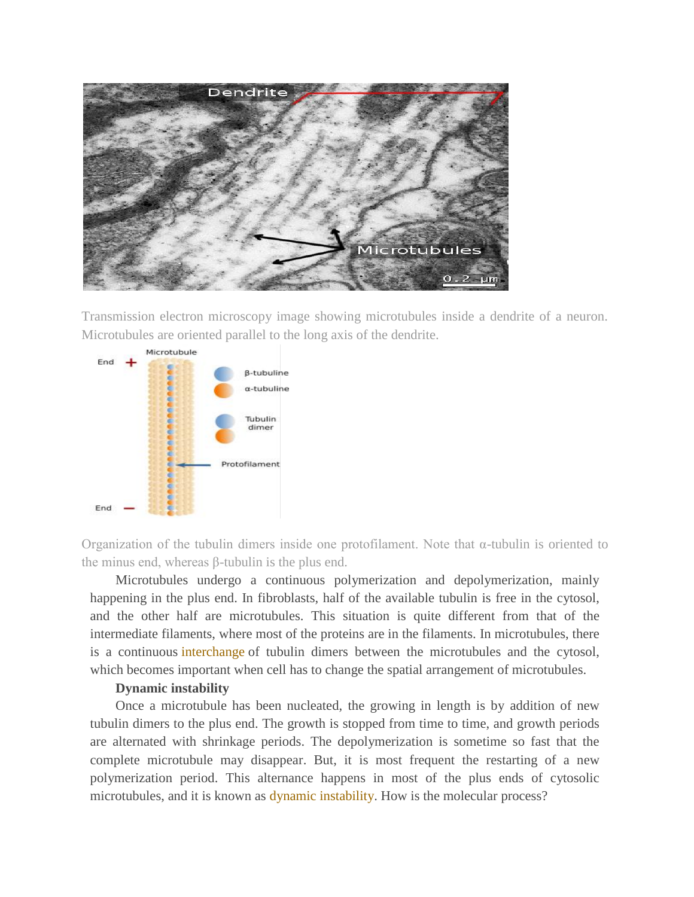Transmission electron microscopy image showing microtubules inside a dendrite of a neuron. Microtubules are oriented parallel to the long axis of the dendrite.

Organization of the tubulin dimers inside one protofilament. Note that α-tubulin is oriented to the minus end, whereas β-tubulin is the plus end.

Microtubules undergo a continuous polymerization and depolymerization, mainly happening in the plus end. In fibroblasts, half of the available tubulin is free in the cytosol, and the other half are microtubules. This situation is quite different from that of the intermediate filaments, where most of the proteins are in the filaments. In microtubules, there is a continuous interchange of tubulin dimers between the microtubules and the cytosol, which becomes important when cell has to change the spatial arrangement of microtubules.

**Dynamic instability**

Once a microtubule has been nucleated, the growing in length is by addition of new tubulin dimers to the plus end. The growth is stopped from time to time, and growth periods are alternated with shrinkage periods. The depolymerization is sometime so fast that the complete microtubule may disappear. But, it is most frequent the restarting of a new polymerization period. This alternance happens in most of the plus ends of cytosolic microtubules, and it is known as dynamic instability. How is the molecular process?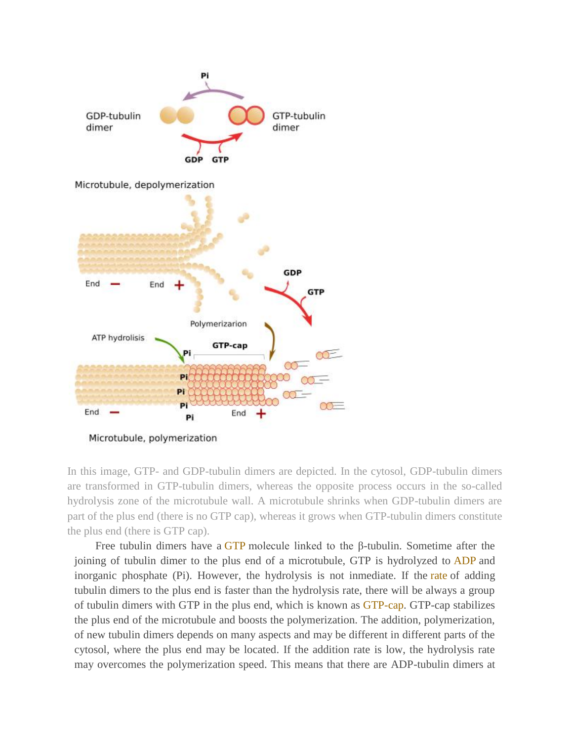In this image, GTP- and GDP-tubulin dimers are depicted. In the cytosol, GDP-tubulin dimers are transformed in GTP-tubulin dimers, whereas the opposite process occurs in the so-called hydrolysis zone of the microtubule wall. A microtubule shrinks when GDP-tubulin dimers are part of the plus end (there is no GTP cap), whereas it grows when GTP-tubulin dimers constitute the plus end (there is GTP cap).

Free tubulin dimers have a GTP molecule linked to the β-tubulin. Sometime after the joining of tubulin dimer to the plus end of a microtubule, GTP is hydrolyzed to ADP and inorganic phosphate (Pi). However, the hydrolysis is not inmediate. If the rate of adding tubulin dimers to the plus end is faster than the hydrolysis rate, there will be always a group of tubulin dimers with GTP in the plus end, which is known as GTP-cap. GTP-cap stabilizes the plus end of the microtubule and boosts the polymerization. The addition, polymerization, of new tubulin dimers depends on many aspects and may be different in different parts of the cytosol, where the plus end may be located. If the addition rate is low, the hydrolysis rate may overcomes the polymerization speed. This means that there are ADP-tubulin dimers at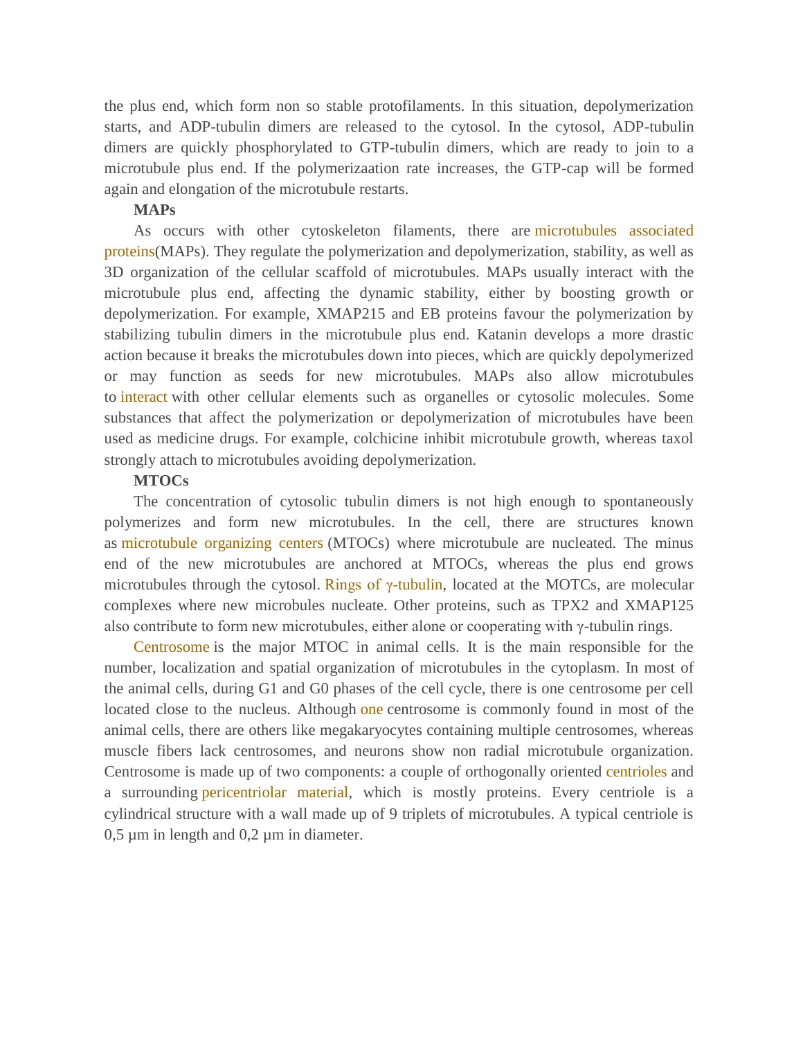the plus end, which form non so stable protofilaments. In this situation, depolymerization starts, and ADP-tubulin dimers are released to the cytosol. In the cytosol, ADP-tubulin dimers are quickly phosphorylated to GTP-tubulin dimers, which are ready to join to a microtubule plus end. If the polymerizaation rate increases, the GTP-cap will be formed again and elongation of the microtubule restarts.

**MAPs**

As occurs with other cytoskeleton filaments, there are microtubules associated proteins(MAPs). They regulate the polymerization and depolymerization, stability, as well as 3D organization of the cellular scaffold of microtubules. MAPs usually interact with the microtubule plus end, affecting the dynamic stability, either by boosting growth or depolymerization. For example, XMAP215 and EB proteins favour the polymerization by stabilizing tubulin dimers in the microtubule plus end. Katanin develops a more drastic action because it breaks the microtubules down into pieces, which are quickly depolymerized or may function as seeds for new microtubules. MAPs also allow microtubules to interact with other cellular elements such as organelles or cytosolic molecules. Some substances that affect the polymerization or depolymerization of microtubules have been used as medicine drugs. For example, colchicine inhibit microtubule growth, whereas taxol strongly attach to microtubules avoiding depolymerization.

**MTOCs**

The concentration of cytosolic tubulin dimers is not high enough to spontaneously polymerizes and form new microtubules. In the cell, there are structures known as microtubule organizing centers (MTOCs) where microtubule are nucleated. The minus end of the new microtubules are anchored at MTOCs, whereas the plus end grows microtubules through the cytosol. Rings of γ-tubulin, located at the MOTCs, are molecular complexes where new microbules nucleate. Other proteins, such as TPX2 and XMAP125 also contribute to form new microtubules, either alone or cooperating with γ-tubulin rings.

Centrosome is the major MTOC in animal cells. It is the main responsible for the number, localization and spatial organization of microtubules in the cytoplasm. In most of the animal cells, during G1 and G0 phases of the cell cycle, there is one centrosome per cell located close to the nucleus. Although one centrosome is commonly found in most of the animal cells, there are others like megakaryocytes containing multiple centrosomes, whereas muscle fibers lack centrosomes, and neurons show non radial microtubule organization. Centrosome is made up of two components: a couple of orthogonally oriented centrioles and a surrounding pericentriolar material, which is mostly proteins. Every centriole is a cylindrical structure with a wall made up of 9 triplets of microtubules. A typical centriole is 0,5 µm in length and 0,2 µm in diameter.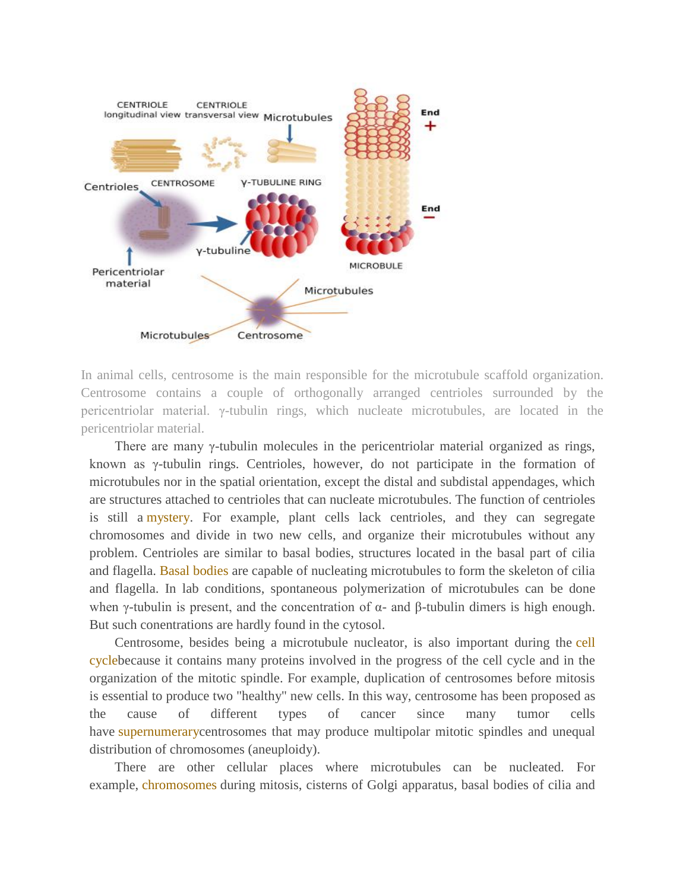In animal cells, centrosome is the main responsible for the microtubule scaffold organization. Centrosome contains a couple of orthogonally arranged centrioles surrounded by the pericentriolar material. γ-tubulin rings, which nucleate microtubules, are located in the pericentriolar material.

There are many γ-tubulin molecules in the pericentriolar material organized as rings, known as γ-tubulin rings. Centrioles, however, do not participate in the formation of microtubules nor in the spatial orientation, except the distal and subdistal appendages, which are structures attached to centrioles that can nucleate microtubules. The function of centrioles is still a mystery. For example, plant cells lack centrioles, and they can segregate chromosomes and divide in two new cells, and organize their microtubules without any problem. Centrioles are similar to basal bodies, structures located in the basal part of cilia and flagella. Basal bodies are capable of nucleating microtubules to form the skeleton of cilia and flagella. In lab conditions, spontaneous polymerization of microtubules can be done when γ-tubulin is present, and the concentration of α- and β-tubulin dimers is high enough. But such conentrations are hardly found in the cytosol.

Centrosome, besides being a microtubule nucleator, is also important during the cell cyclebecause it contains many proteins involved in the progress of the cell cycle and in the organization of the mitotic spindle. For example, duplication of centrosomes before mitosis is essential to produce two "healthy" new cells. In this way, centrosome has been proposed as the cause of different types of cancer since many tumor cells have supernumerarycentrosomes that may produce multipolar mitotic spindles and unequal distribution of chromosomes (aneuploidy).

There are other cellular places where microtubules can be nucleated. For example, chromosomes during mitosis, cisterns of Golgi apparatus, basal bodies of cilia and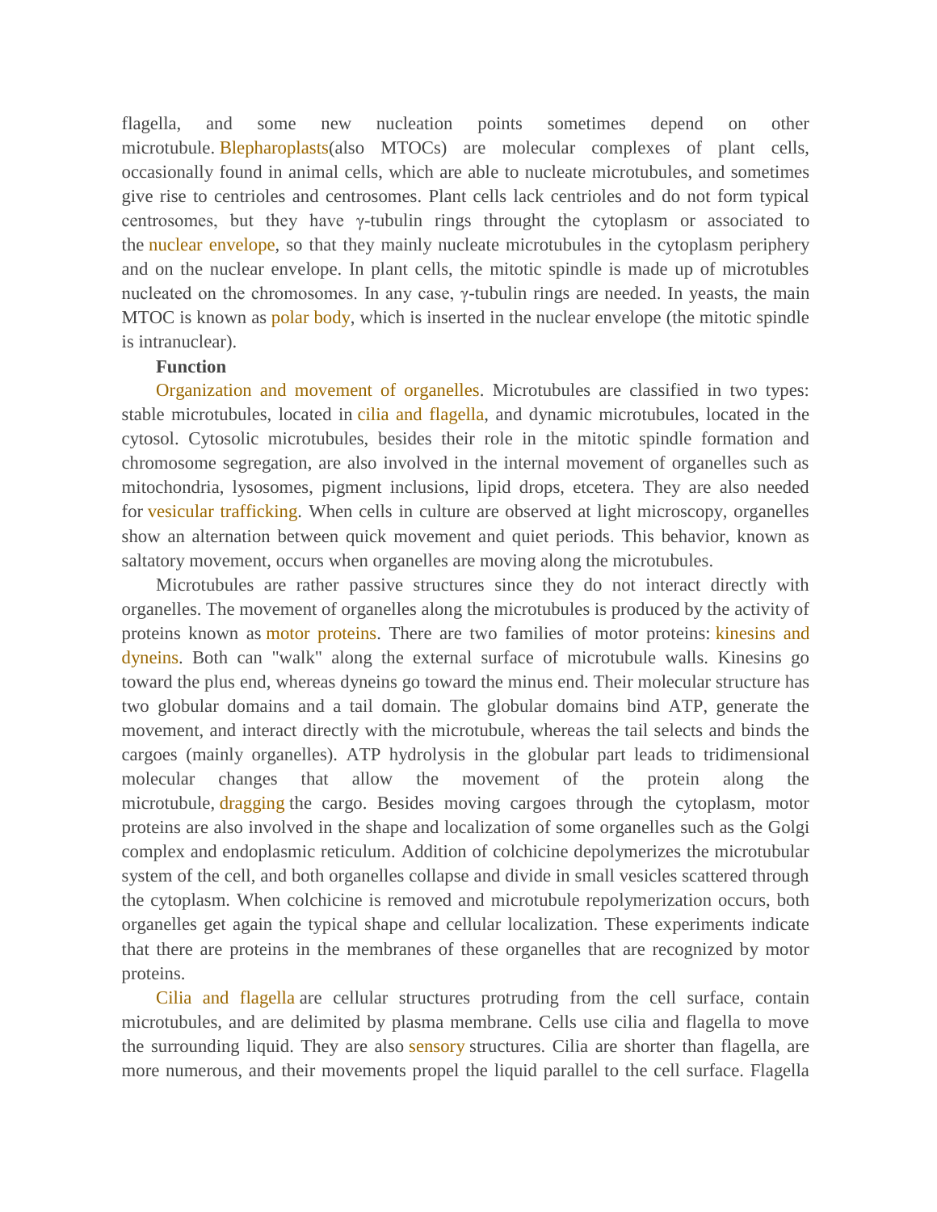flagella, and some new nucleation points sometimes depend on other microtubule. Blepharoplasts(also MTOCs) are molecular complexes of plant cells, occasionally found in animal cells, which are able to nucleate microtubules, and sometimes give rise to centrioles and centrosomes. Plant cells lack centrioles and do not form typical centrosomes, but they have γ-tubulin rings throught the cytoplasm or associated to the nuclear envelope, so that they mainly nucleate microtubules in the cytoplasm periphery and on the nuclear envelope. In plant cells, the mitotic spindle is made up of microtubles nucleated on the chromosomes. In any case, γ-tubulin rings are needed. In yeasts, the main MTOC is known as polar body, which is inserted in the nuclear envelope (the mitotic spindle is intranuclear).

**Function**

Organization and movement of organelles. Microtubules are classified in two types: stable microtubules, located in cilia and flagella, and dynamic microtubules, located in the cytosol. Cytosolic microtubules, besides their role in the mitotic spindle formation and chromosome segregation, are also involved in the internal movement of organelles such as mitochondria, lysosomes, pigment inclusions, lipid drops, etcetera. They are also needed for vesicular trafficking. When cells in culture are observed at light microscopy, organelles show an alternation between quick movement and quiet periods. This behavior, known as saltatory movement, occurs when organelles are moving along the microtubules.

Microtubules are rather passive structures since they do not interact directly with organelles. The movement of organelles along the microtubules is produced by the activity of proteins known as motor proteins. There are two families of motor proteins: kinesins and dyneins. Both can "walk" along the external surface of microtubule walls. Kinesins go toward the plus end, whereas dyneins go toward the minus end. Their molecular structure has two globular domains and a tail domain. The globular domains bind ATP, generate the movement, and interact directly with the microtubule, whereas the tail selects and binds the cargoes (mainly organelles). ATP hydrolysis in the globular part leads to tridimensional molecular changes that allow the movement of the protein along the microtubule, dragging the cargo. Besides moving cargoes through the cytoplasm, motor proteins are also involved in the shape and localization of some organelles such as the Golgi complex and endoplasmic reticulum. Addition of colchicine depolymerizes the microtubular system of the cell, and both organelles collapse and divide in small vesicles scattered through the cytoplasm. When colchicine is removed and microtubule repolymerization occurs, both organelles get again the typical shape and cellular localization. These experiments indicate that there are proteins in the membranes of these organelles that are recognized by motor proteins.

Cilia and flagella are cellular structures protruding from the cell surface, contain microtubules, and are delimited by plasma membrane. Cells use cilia and flagella to move the surrounding liquid. They are also sensory structures. Cilia are shorter than flagella, are more numerous, and their movements propel the liquid parallel to the cell surface. Flagella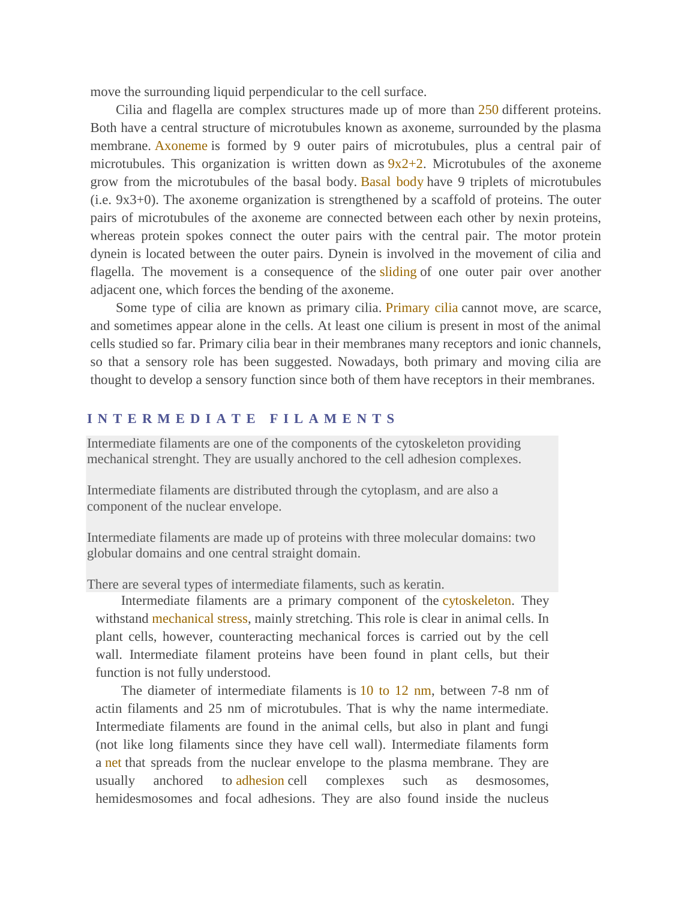move the surrounding liquid perpendicular to the cell surface.

Cilia and flagella are complex structures made up of more than 250 different proteins. Both have a central structure of microtubules known as axoneme, surrounded by the plasma membrane. Axoneme is formed by 9 outer pairs of microtubules, plus a central pair of microtubules. This organization is written down as 9x2+2. Microtubules of the axoneme grow from the microtubules of the basal body. Basal body have 9 triplets of microtubules (i.e. 9x3+0). The axoneme organization is strengthened by a scaffold of proteins. The outer pairs of microtubules of the axoneme are connected between each other by nexin proteins, whereas protein spokes connect the outer pairs with the central pair. The motor protein dynein is located between the outer pairs. Dynein is involved in the movement of cilia and flagella. The movement is a consequence of the sliding of one outer pair over another adjacent one, which forces the bending of the axoneme.

Some type of cilia are known as primary cilia. Primary cilia cannot move, are scarce, and sometimes appear alone in the cells. At least one cilium is present in most of the animal cells studied so far. Primary cilia bear in their membranes many receptors and ionic channels, so that a sensory role has been suggested. Nowadays, both primary and moving cilia are thought to develop a sensory function since both of them have receptors in their membranes.

## INTERMEDIATE FILAMENTS

Intermediate filaments are one of the components of the cytoskeleton providing mechanical strenght. They are usually anchored to the cell adhesion complexes.

Intermediate filaments are distributed through the cytoplasm, and are also a component of the nuclear envelope.

Intermediate filaments are made up of proteins with three molecular domains: two globular domains and one central straight domain.

There are several types of intermediate filaments, such as keratin.

Intermediate filaments are a primary component of the cytoskeleton. They withstand mechanical stress, mainly stretching. This role is clear in animal cells. In plant cells, however, counteracting mechanical forces is carried out by the cell wall. Intermediate filament proteins have been found in plant cells, but their function is not fully understood.

The diameter of intermediate filaments is 10 to 12 nm, between 7-8 nm of actin filaments and 25 nm of microtubules. That is why the name intermediate. Intermediate filaments are found in the animal cells, but also in plant and fungi (not like long filaments since they have cell wall). Intermediate filaments form a net that spreads from the nuclear envelope to the plasma membrane. They are usually anchored to adhesion cell complexes such as desmosomes, hemidesmosomes and focal adhesions. They are also found inside the nucleus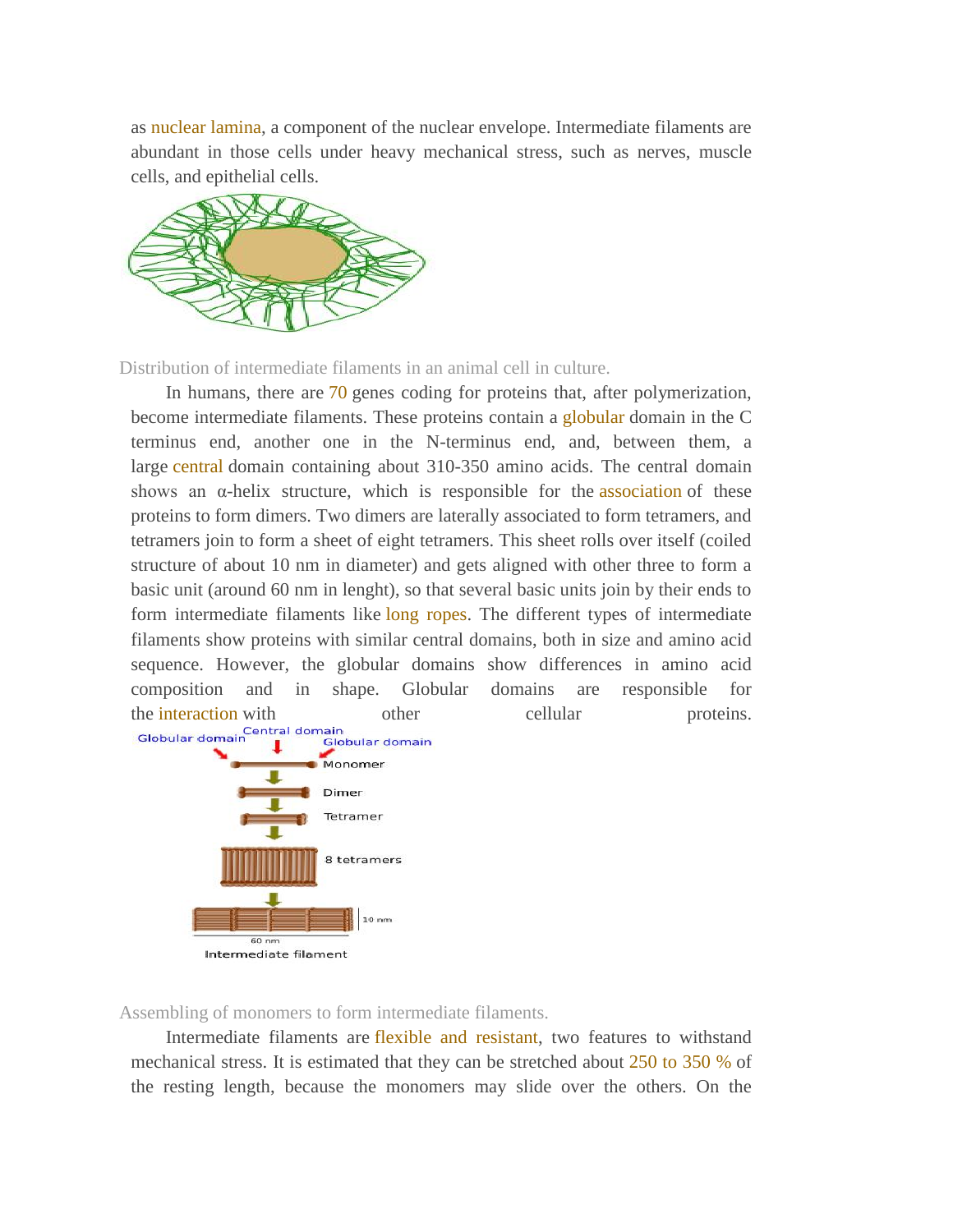as nuclear lamina, a component of the nuclear envelope. Intermediate filaments are abundant in those cells under heavy mechanical stress, such as nerves, muscle cells, and epithelial cells.

Distribution of intermediate filaments in an animal cell in culture.

In humans, there are 70 genes coding for proteins that, after polymerization, become intermediate filaments. These proteins contain a globular domain in the C terminus end, another one in the N-terminus end, and, between them, a large central domain containing about 310-350 amino acids. The central domain shows an α-helix structure, which is responsible for the association of these proteins to form dimers. Two dimers are laterally associated to form tetramers, and tetramers join to form a sheet of eight tetramers. This sheet rolls over itself (coiled structure of about 10 nm in diameter) and gets aligned with other three to form a basic unit (around 60 nm in lenght), so that several basic units join by their ends to form intermediate filaments like long ropes. The different types of intermediate filaments show proteins with similar central domains, both in size and amino acid sequence. However, the globular domains show differences in amino acid composition and in shape. Globular domains are responsible for the interaction with other cellular proteins.

Assembling of monomers to form intermediate filaments.

Intermediate filaments are flexible and resistant, two features to withstand mechanical stress. It is estimated that they can be stretched about 250 to 350 % of the resting length, because the monomers may slide over the others. On the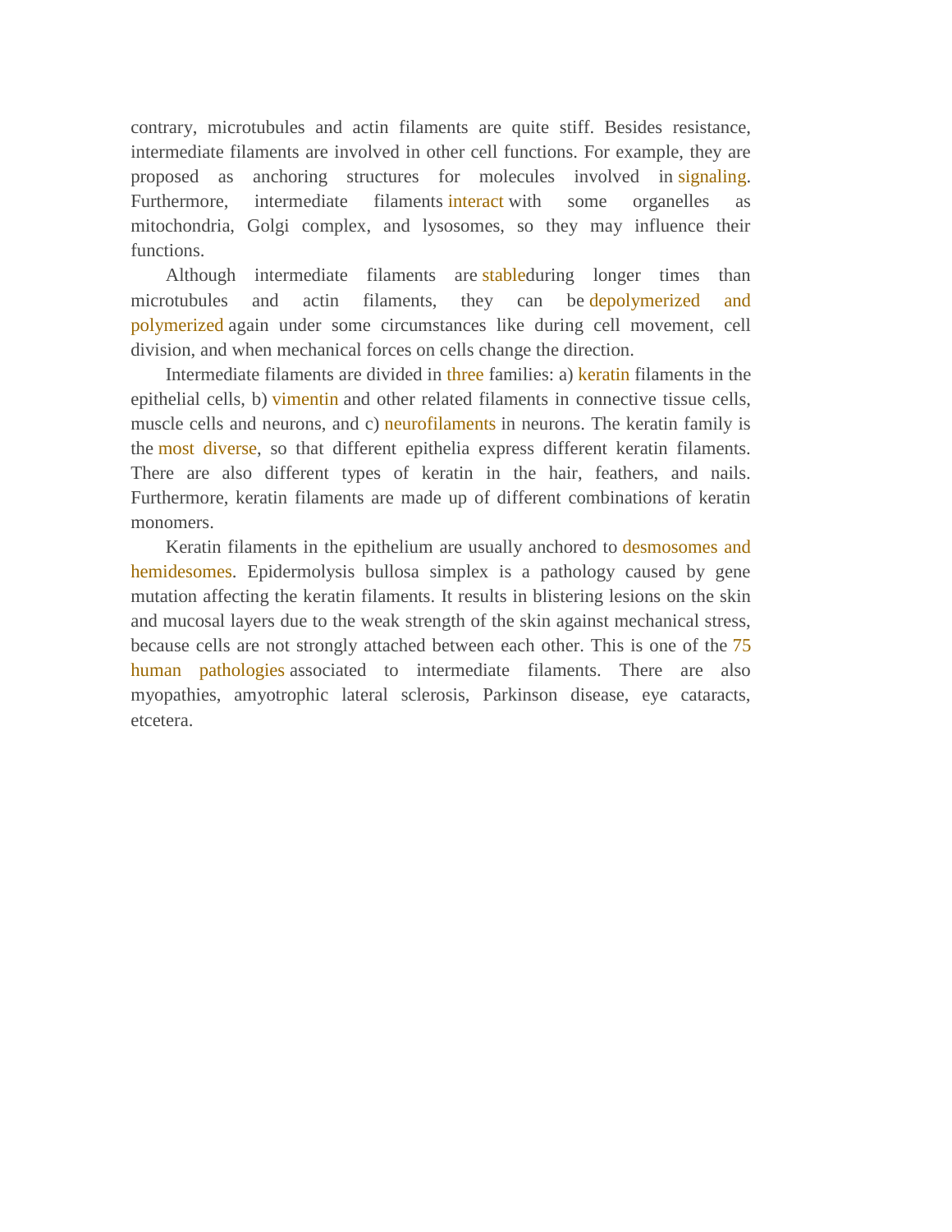contrary, microtubules and actin filaments are quite stiff. Besides resistance, intermediate filaments are involved in other cell functions. For example, they are proposed as anchoring structures for molecules involved in signaling. Furthermore, intermediate filaments interact with some organelles as mitochondria, Golgi complex, and lysosomes, so they may influence their functions.

Although intermediate filaments are stableduring longer times than microtubules and actin filaments, they can be depolymerized and polymerized again under some circumstances like during cell movement, cell division, and when mechanical forces on cells change the direction.

Intermediate filaments are divided in three families: a) keratin filaments in the epithelial cells, b) vimentin and other related filaments in connective tissue cells, muscle cells and neurons, and c) neurofilaments in neurons. The keratin family is the most diverse, so that different epithelia express different keratin filaments. There are also different types of keratin in the hair, feathers, and nails. Furthermore, keratin filaments are made up of different combinations of keratin monomers.

Keratin filaments in the epithelium are usually anchored to desmosomes and hemidesomes. Epidermolysis bullosa simplex is a pathology caused by gene mutation affecting the keratin filaments. It results in blistering lesions on the skin and mucosal layers due to the weak strength of the skin against mechanical stress, because cells are not strongly attached between each other. This is one of the 75 human pathologies associated to intermediate filaments. There are also myopathies, amyotrophic lateral sclerosis, Parkinson disease, eye cataracts, etcetera.